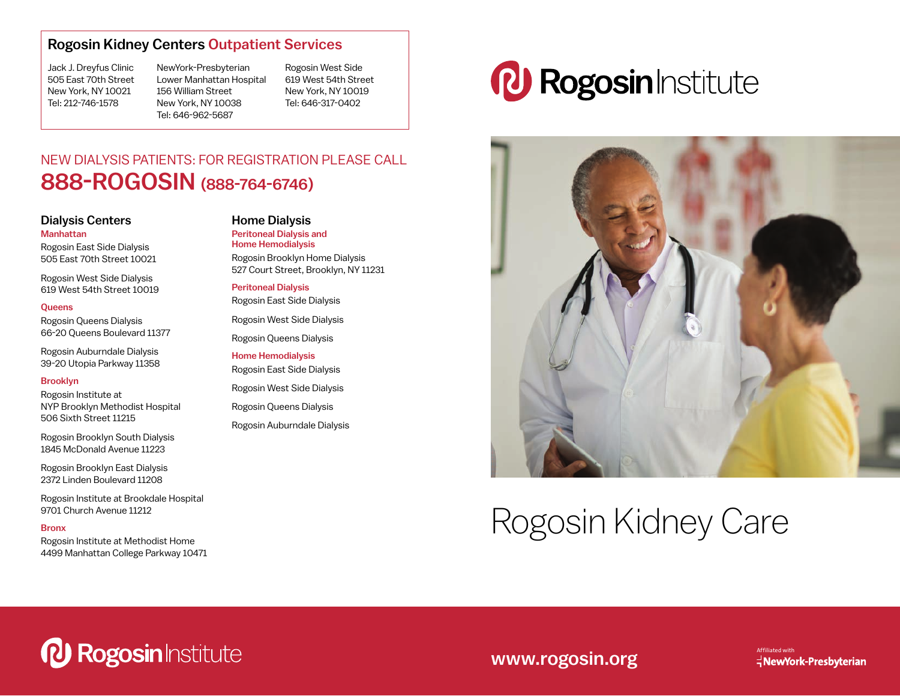## Rogosin Kidney Centers Outpatient Services

Jack J. Dreyfus Clinic
505 East 70th Street
New York, NY 10021
Tel: 212-746-1578

NewYork-Presbyterian
Lower Manhattan Hospital
156 William Street
New York, NY 10038
Tel: 646-962-5687

Rogosin West Side
619 West 54th Street
New York, NY 10019
Tel: 646-317-0402

NEW DIALYSIS PATIENTS: FOR REGISTRATION PLEASE CALL

**888-ROGOSIN (888-764-6746)**

## Dialysis Centers

**Manhattan**

Rogosin East Side Dialysis
505 East 70th Street 10021

Rogosin West Side Dialysis
619 West 54th Street 10019

**Queens**

Rogosin Queens Dialysis
66-20 Queens Boulevard 11377

Rogosin Auburndale Dialysis
39-20 Utopia Parkway 11358

**Brooklyn**

Rogosin Institute at
NYP Brooklyn Methodist Hospital
506 Sixth Street 11215

Rogosin Brooklyn South Dialysis
1845 McDonald Avenue 11223

Rogosin Brooklyn East Dialysis
2372 Linden Boulevard 11208

Rogosin Institute at Brookdale Hospital
9701 Church Avenue 11212

**Bronx**

Rogosin Institute at Methodist Home
4499 Manhattan College Parkway 10471

## Home Dialysis

**Peritoneal Dialysis and Home Hemodialysis**

Rogosin Brooklyn Home Dialysis
527 Court Street, Brooklyn, NY 11231

**Peritoneal Dialysis**

Rogosin East Side Dialysis

Rogosin West Side Dialysis

Rogosin Queens Dialysis

**Home Hemodialysis**

Rogosin East Side Dialysis

Rogosin West Side Dialysis

Rogosin Queens Dialysis

Rogosin Auburndale Dialysis

# Rogosin Institute

# Rogosin Kidney Care

Rogosin Institute

www.rogosin.org

Affiliated with NewYork-Presbyterian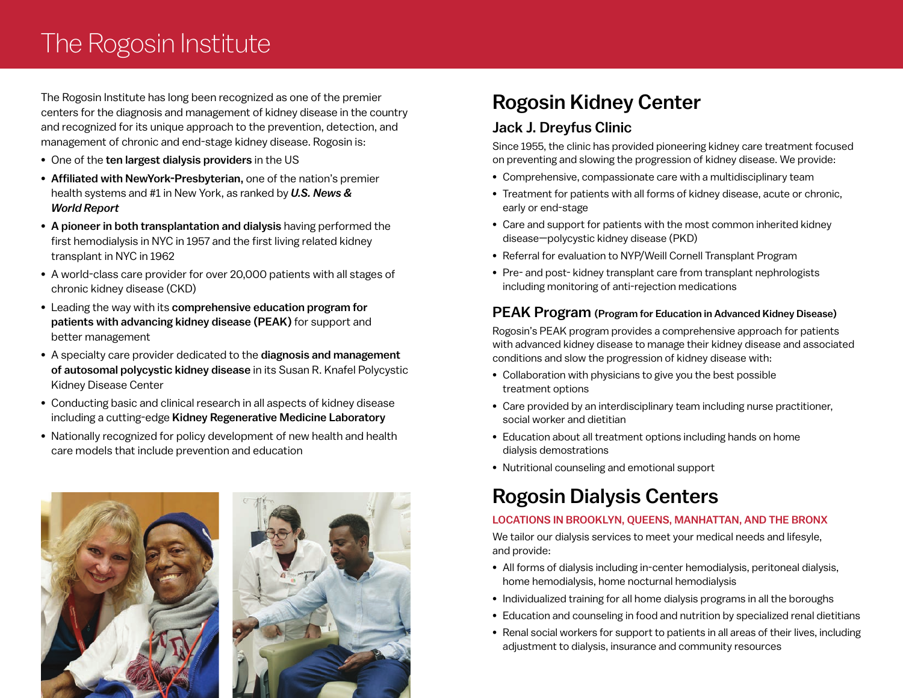# The Rogosin Institute

The Rogosin Institute has long been recognized as one of the premier centers for the diagnosis and management of kidney disease in the country and recognized for its unique approach to the prevention, detection, and management of chronic and end-stage kidney disease. Rogosin is:

- One of the **ten largest dialysis providers** in the US
- **Affiliated with NewYork-Presbyterian,** one of the nation's premier health systems and #1 in New York, as ranked by ***U.S. News & World Report***
- **A pioneer in both transplantation and dialysis** having performed the first hemodialysis in NYC in 1957 and the first living related kidney transplant in NYC in 1962
- A world-class care provider for over 20,000 patients with all stages of chronic kidney disease (CKD)
- Leading the way with its **comprehensive education program for patients with advancing kidney disease (PEAK)** for support and better management
- A specialty care provider dedicated to the **diagnosis and management of autosomal polycystic kidney disease** in its Susan R. Knafel Polycystic Kidney Disease Center
- Conducting basic and clinical research in all aspects of kidney disease including a cutting-edge **Kidney Regenerative Medicine Laboratory**
- Nationally recognized for policy development of new health and health care models that include prevention and education

## Rogosin Kidney Center

### Jack J. Dreyfus Clinic

Since 1955, the clinic has provided pioneering kidney care treatment focused on preventing and slowing the progression of kidney disease. We provide:

- Comprehensive, compassionate care with a multidisciplinary team
- Treatment for patients with all forms of kidney disease, acute or chronic, early or end-stage
- Care and support for patients with the most common inherited kidney disease—polycystic kidney disease (PKD)
- Referral for evaluation to NYP/Weill Cornell Transplant Program
- Pre- and post- kidney transplant care from transplant nephrologists including monitoring of anti-rejection medications

### PEAK Program **(Program for Education in Advanced Kidney Disease)**

Rogosin's PEAK program provides a comprehensive approach for patients with advanced kidney disease to manage their kidney disease and associated conditions and slow the progression of kidney disease with:

- Collaboration with physicians to give you the best possible treatment options
- Care provided by an interdisciplinary team including nurse practitioner, social worker and dietitian
- Education about all treatment options including hands on home dialysis demostrations
- Nutritional counseling and emotional support

## Rogosin Dialysis Centers

**LOCATIONS IN BROOKLYN, QUEENS, MANHATTAN, AND THE BRONX**

We tailor our dialysis services to meet your medical needs and lifesyle, and provide:

- All forms of dialysis including in-center hemodialysis, peritoneal dialysis, home hemodialysis, home nocturnal hemodialysis
- Individualized training for all home dialysis programs in all the boroughs
- Education and counseling in food and nutrition by specialized renal dietitians
- Renal social workers for support to patients in all areas of their lives, including adjustment to dialysis, insurance and community resources